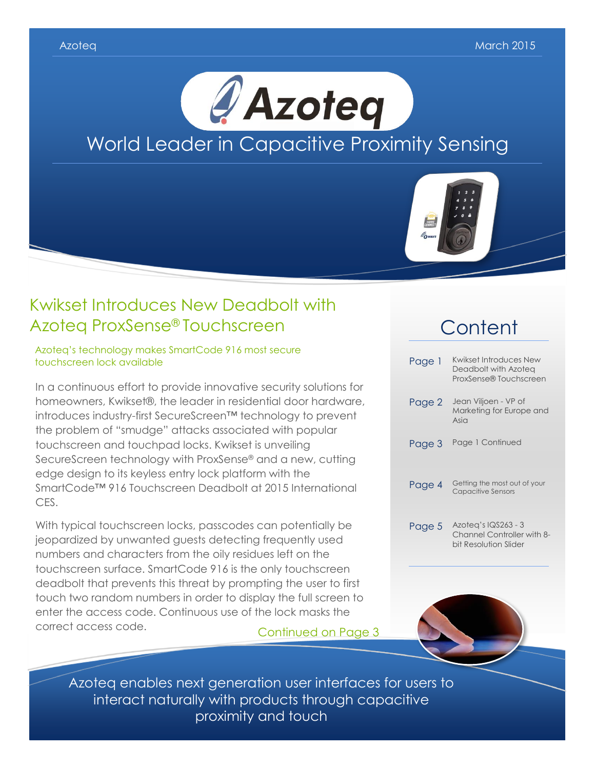Azoteq March 2015

# Azoteq

World Leader in Capacitive Proximity Sensing

## Kwikset Introduces New Deadbolt with Azoteq ProxSense® Touchscreen

Azoteq's technology makes SmartCode 916 most secure touchscreen lock available

In a continuous effort to provide innovative security solutions for homeowners, Kwikset®, the leader in residential door hardware, introduces industry-first SecureScreen™ technology to prevent the problem of "smudge" attacks associated with popular touchscreen and touchpad locks. Kwikset is unveiling SecureScreen technology with ProxSense® and a new, cutting edge design to its keyless entry lock platform with the SmartCode™ 916 Touchscreen Deadbolt at 2015 International CES.

With typical touchscreen locks, passcodes can potentially be jeopardized by unwanted guests detecting frequently used numbers and characters from the oily residues left on the touchscreen surface. SmartCode 916 is the only touchscreen deadbolt that prevents this threat by prompting the user to first touch two random numbers in order to display the full screen to enter the access code. Continuous use of the lock masks the correct access code.

Continued on Page 3

## Content

| | |
|---|---|
| Page 1 | Kwikset Introduces New Deadbolt with Azoteq ProxSense® Touchscreen |
| Page 2 | Jean Viljoen - VP of Marketing for Europe and Asia |
| Page 3 | Page 1 Continued |
| Page 4 | Getting the most out of your Capacitive Sensors |
| Page 5 | Azoteq's IQS263 - 3 Channel Controller with 8-bit Resolution Slider |

Azoteq enables next generation user interfaces for users to interact naturally with products through capacitive proximity and touch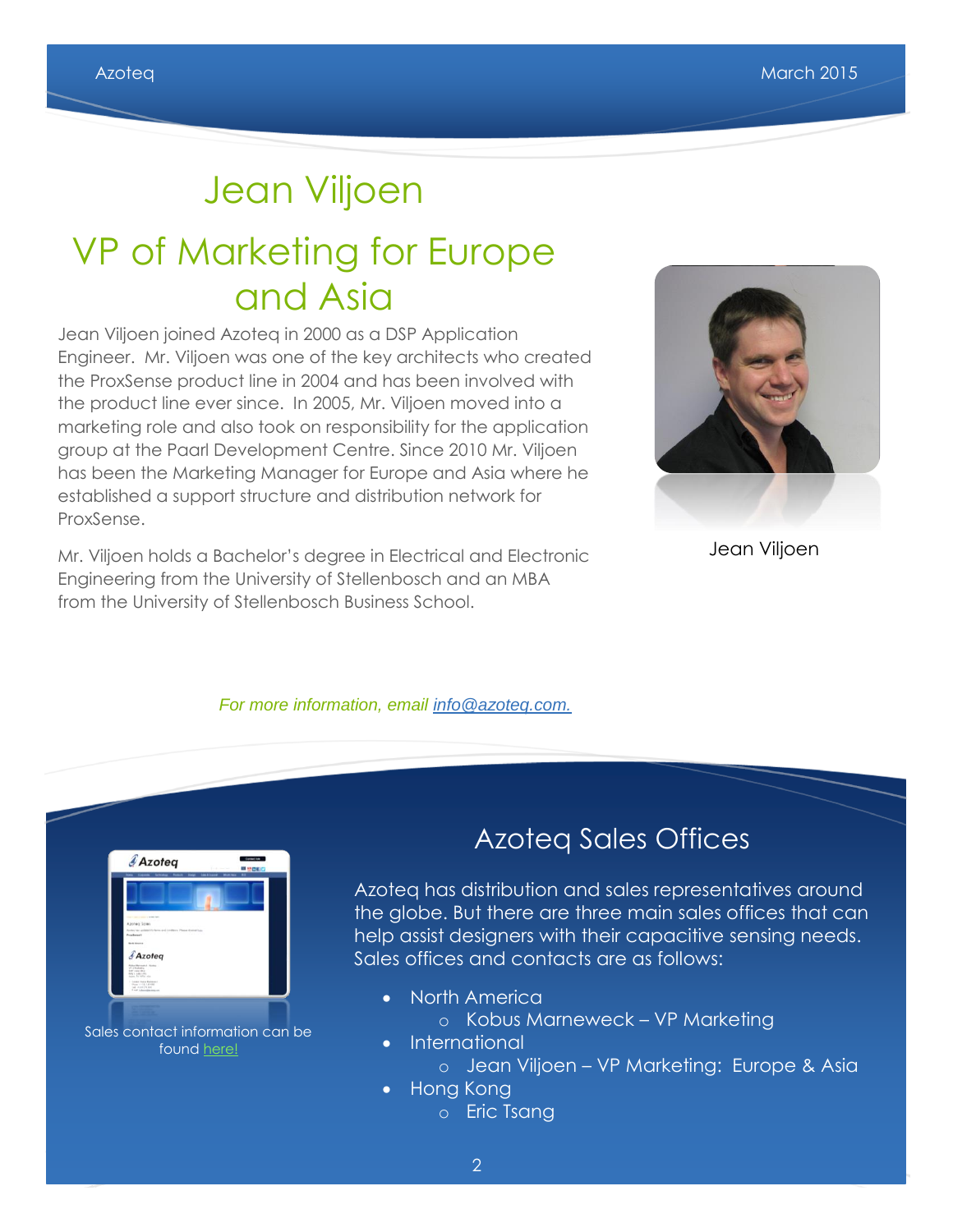# Jean Viljoen

## VP of Marketing for Europe and Asia

Jean Viljoen joined Azoteq in 2000 as a DSP Application Engineer. Mr. Viljoen was one of the key architects who created the ProxSense product line in 2004 and has been involved with the product line ever since. In 2005, Mr. Viljoen moved into a marketing role and also took on responsibility for the application group at the Paarl Development Centre. Since 2010 Mr. Viljoen has been the Marketing Manager for Europe and Asia where he established a support structure and distribution network for ProxSense.

Mr. Viljoen holds a Bachelor's degree in Electrical and Electronic Engineering from the University of Stellenbosch and an MBA from the University of Stellenbosch Business School.

Jean Viljoen

*For more information, email info@azoteq.com.*

## Azoteq Sales Offices

Sales contact information can be found here!

Azoteq has distribution and sales representatives around the globe. But there are three main sales offices that can help assist designers with their capacitive sensing needs. Sales offices and contacts are as follows:

- North America
  - Kobus Marneweck – VP Marketing
- International
  - Jean Viljoen – VP Marketing: Europe & Asia
- Hong Kong
  - Eric Tsang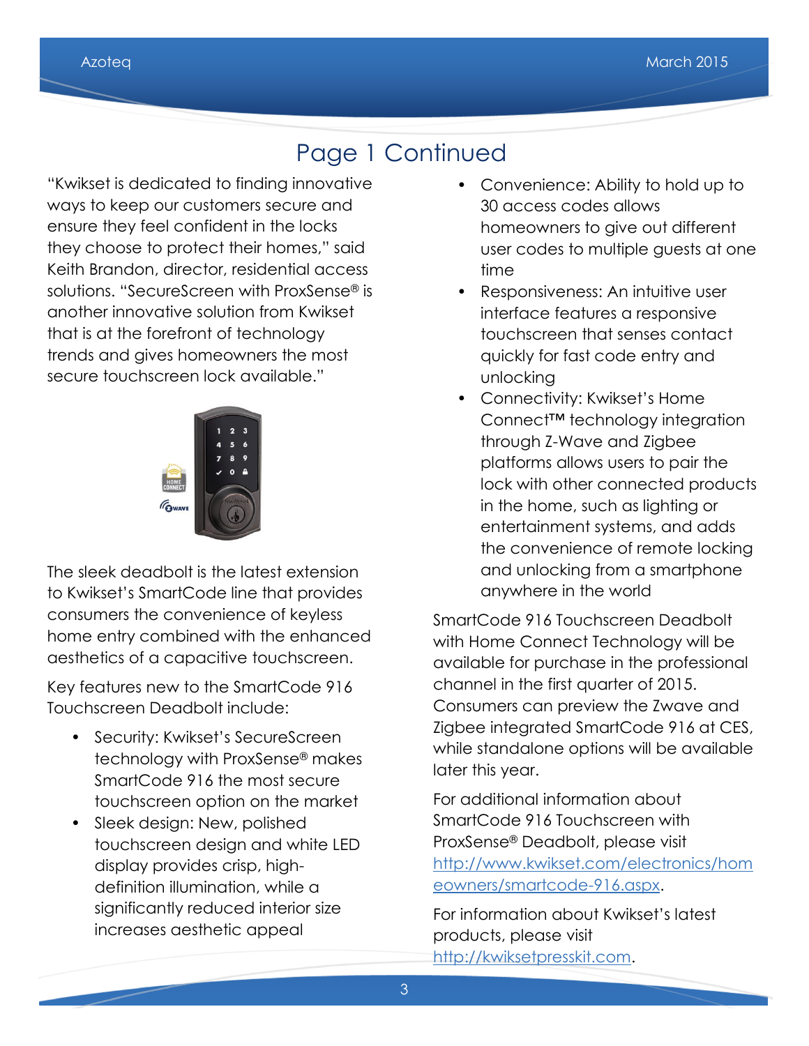# Page 1 Continued

"Kwikset is dedicated to finding innovative ways to keep our customers secure and ensure they feel confident in the locks they choose to protect their homes," said Keith Brandon, director, residential access solutions. "SecureScreen with ProxSense® is another innovative solution from Kwikset that is at the forefront of technology trends and gives homeowners the most secure touchscreen lock available."

The sleek deadbolt is the latest extension to Kwikset's SmartCode line that provides consumers the convenience of keyless home entry combined with the enhanced aesthetics of a capacitive touchscreen.

Key features new to the SmartCode 916 Touchscreen Deadbolt include:

- Security: Kwikset's SecureScreen technology with ProxSense® makes SmartCode 916 the most secure touchscreen option on the market
- Sleek design: New, polished touchscreen design and white LED display provides crisp, high-definition illumination, while a significantly reduced interior size increases aesthetic appeal
- Convenience: Ability to hold up to 30 access codes allows homeowners to give out different user codes to multiple guests at one time
- Responsiveness: An intuitive user interface features a responsive touchscreen that senses contact quickly for fast code entry and unlocking
- Connectivity: Kwikset's Home Connect™ technology integration through Z-Wave and Zigbee platforms allows users to pair the lock with other connected products in the home, such as lighting or entertainment systems, and adds the convenience of remote locking and unlocking from a smartphone anywhere in the world

SmartCode 916 Touchscreen Deadbolt with Home Connect Technology will be available for purchase in the professional channel in the first quarter of 2015. Consumers can preview the Zwave and Zigbee integrated SmartCode 916 at CES, while standalone options will be available later this year.

For additional information about SmartCode 916 Touchscreen with ProxSense® Deadbolt, please visit http://www.kwikset.com/electronics/homeowners/smartcode-916.aspx.

For information about Kwikset's latest products, please visit http://kwiksetpresskit.com.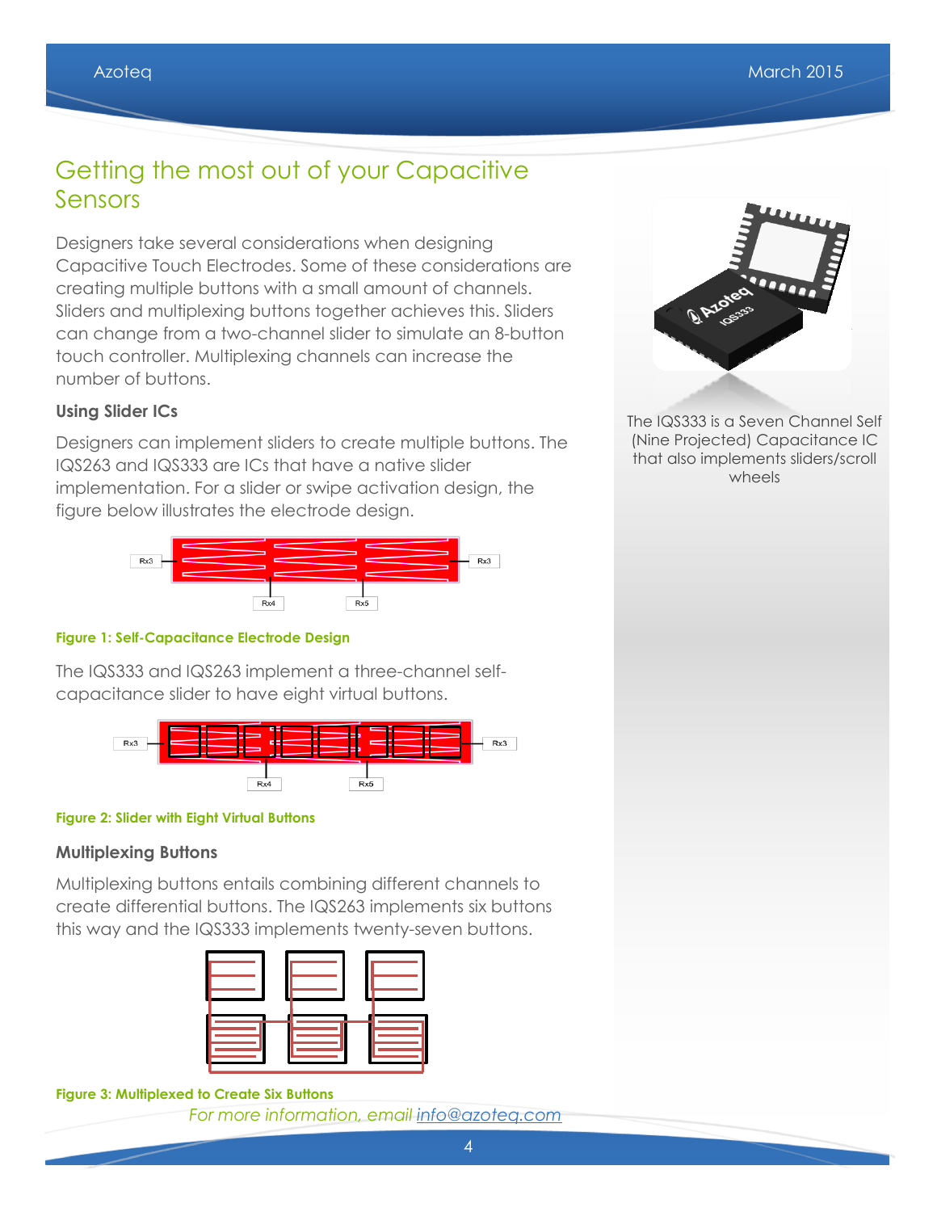# Getting the most out of your Capacitive Sensors

Designers take several considerations when designing Capacitive Touch Electrodes. Some of these considerations are creating multiple buttons with a small amount of channels. Sliders and multiplexing buttons together achieves this. Sliders can change from a two-channel slider to simulate an 8-button touch controller. Multiplexing channels can increase the number of buttons.

### Using Slider ICs

Designers can implement sliders to create multiple buttons. The IQS263 and IQS333 are ICs that have a native slider implementation. For a slider or swipe activation design, the figure below illustrates the electrode design.

Rx3
Rx3
Rx4
Rx5

**Figure 1: Self-Capacitance Electrode Design**

The IQS333 and IQS263 implement a three-channel self-capacitance slider to have eight virtual buttons.

Rx3
Rx3
Rx4
Rx5

**Figure 2: Slider with Eight Virtual Buttons**

### Multiplexing Buttons

Multiplexing buttons entails combining different channels to create differential buttons. The IQS263 implements six buttons this way and the IQS333 implements twenty-seven buttons.

**Figure 3: Multiplexed to Create Six Buttons**

The IQS333 is a Seven Channel Self (Nine Projected) Capacitance IC that also implements sliders/scroll wheels

*For more information, email info@azoteq.com*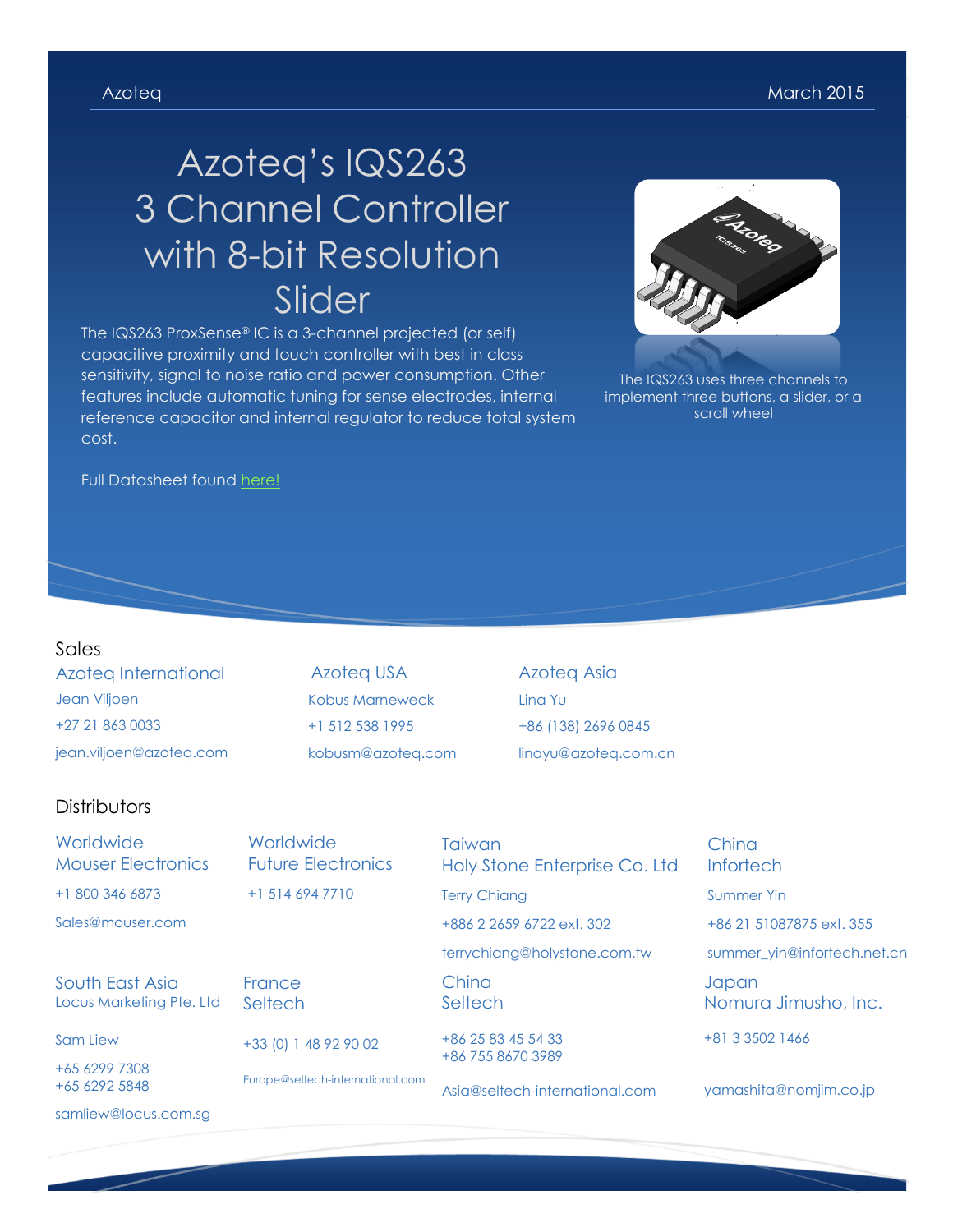Azoteq

March 2015

# Azoteq's IQS263 3 Channel Controller with 8-bit Resolution Slider

The IQS263 ProxSense® IC is a 3-channel projected (or self) capacitive proximity and touch controller with best in class sensitivity, signal to noise ratio and power consumption. Other features include automatic tuning for sense electrodes, internal reference capacitor and internal regulator to reduce total system cost.

Full Datasheet found here!

The IQS263 uses three channels to implement three buttons, a slider, or a scroll wheel

## Sales

### Azoteq International

Jean Viljoen

+27 21 863 0033

jean.viljoen@azoteq.com

### Azoteq USA

Kobus Marneweck

+1 512 538 1995

kobusm@azoteq.com

### Azoteq Asia

Lina Yu

+86 (138) 2696 0845

linayu@azoteq.com.cn

## Distributors

### Worldwide
### Mouser Electronics

+1 800 346 6873

Sales@mouser.com

### Worldwide
### Future Electronics

+1 514 694 7710

### Taiwan
### Holy Stone Enterprise Co. Ltd

Terry Chiang

+886 2 2659 6722 ext. 302

terrychiang@holystone.com.tw

### China
### Infortech

Summer Yin

+86 21 51087875 ext. 355

summer_yin@infortech.net.cn

### South East Asia
### Locus Marketing Pte. Ltd

Sam Liew

+65 6299 7308
+65 6292 5848

samliew@locus.com.sg

### France
### Seltech

+33 (0) 1 48 92 90 02

Europe@seltech-international.com

### China
### Seltech

+86 25 83 45 54 33
+86 755 8670 3989

Asia@seltech-international.com

### Japan
### Nomura Jimusho, Inc.

+81 3 3502 1466

yamashita@nomjim.co.jp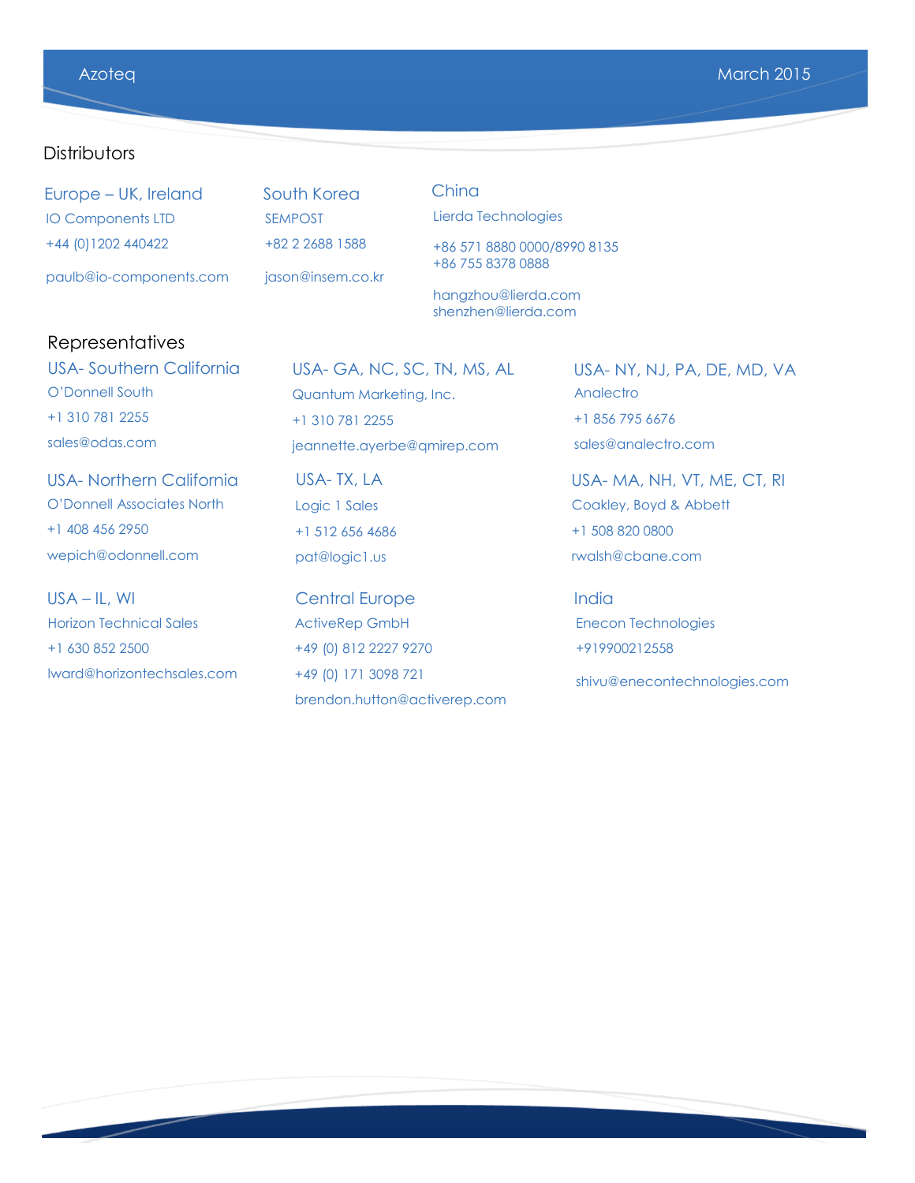## Distributors

### Europe – UK, Ireland

IO Components LTD

+44 (0)1202 440422

paulb@io-components.com

### South Korea

SEMPOST

+82 2 2688 1588

jason@insem.co.kr

### China

Lierda Technologies

+86 571 8880 0000/8990 8135
+86 755 8378 0888

hangzhou@lierda.com
shenzhen@lierda.com

## Representatives

### USA- Southern California

O'Donnell South

+1 310 781 2255

sales@odas.com

### USA- GA, NC, SC, TN, MS, AL

Quantum Marketing, Inc.

+1 310 781 2255

jeannette.ayerbe@qmirep.com

### USA- NY, NJ, PA, DE, MD, VA

Analectro

+1 856 795 6676

sales@analectro.com

### USA- Northern California

O'Donnell Associates North

+1 408 456 2950

wepich@odonnell.com

### USA- TX, LA

Logic 1 Sales

+1 512 656 4686

pat@logic1.us

### USA- MA, NH, VT, ME, CT, RI

Coakley, Boyd & Abbett

+1 508 820 0800

rwalsh@cbane.com

### USA – IL, WI

Horizon Technical Sales

+1 630 852 2500

lward@horizontechsales.com

### Central Europe

ActiveRep GmbH

+49 (0) 812 2227 9270

+49 (0) 171 3098 721

brendon.hutton@activerep.com

### India

Enecon Technologies

+919900212558

shivu@enecontechnologies.com